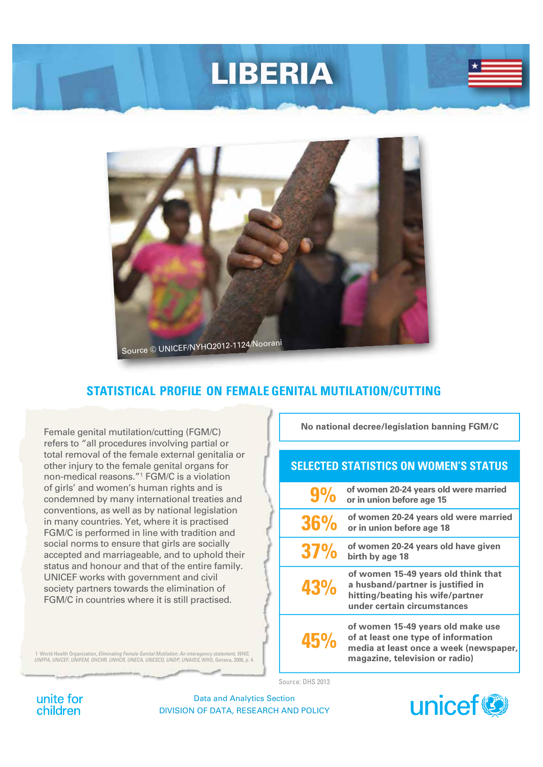# LIBERIA

Source © UNICEF/NYHQ2012-1124/Noorani

## STATISTICAL PROFILE ON FEMALE GENITAL MUTILATION/CUTTING

Female genital mutilation/cutting (FGM/C) refers to "all procedures involving partial or total removal of the female external genitalia or other injury to the female genital organs for non-medical reasons."[1] FGM/C is a violation of girls' and women's human rights and is condemned by many international treaties and conventions, as well as by national legislation in many countries. Yet, where it is practised FGM/C is performed in line with tradition and social norms to ensure that girls are socially accepted and marriageable, and to uphold their status and honour and that of the entire family. UNICEF works with government and civil society partners towards the elimination of FGM/C in countries where it is still practised.

1 World Health Organization, *Eliminating Female Genital Mutilation: An interagency statement, WHO, UNFPA, UNICEF, UNIFEM, OHCHR, UNHCR, UNECA, UNESCO, UNDP, UNAIDS*, WHO, Geneva, 2008, p. 4.

**No national decree/legislation banning FGM/C**

### SELECTED STATISTICS ON WOMEN'S STATUS

| | |
|---|---|
| 9% | of women 20-24 years old were married or in union before age 15 |
| 36% | of women 20-24 years old were married or in union before age 18 |
| 37% | of women 20-24 years old have given birth by age 18 |
| 43% | of women 15-49 years old think that a husband/partner is justified in hitting/beating his wife/partner under certain circumstances |
| 45% | of women 15-49 years old make use of at least one type of information media at least once a week (newspaper, magazine, television or radio) |

Source: DHS 2013

unite for children

Data and Analytics Section
DIVISION OF DATA, RESEARCH AND POLICY

unicef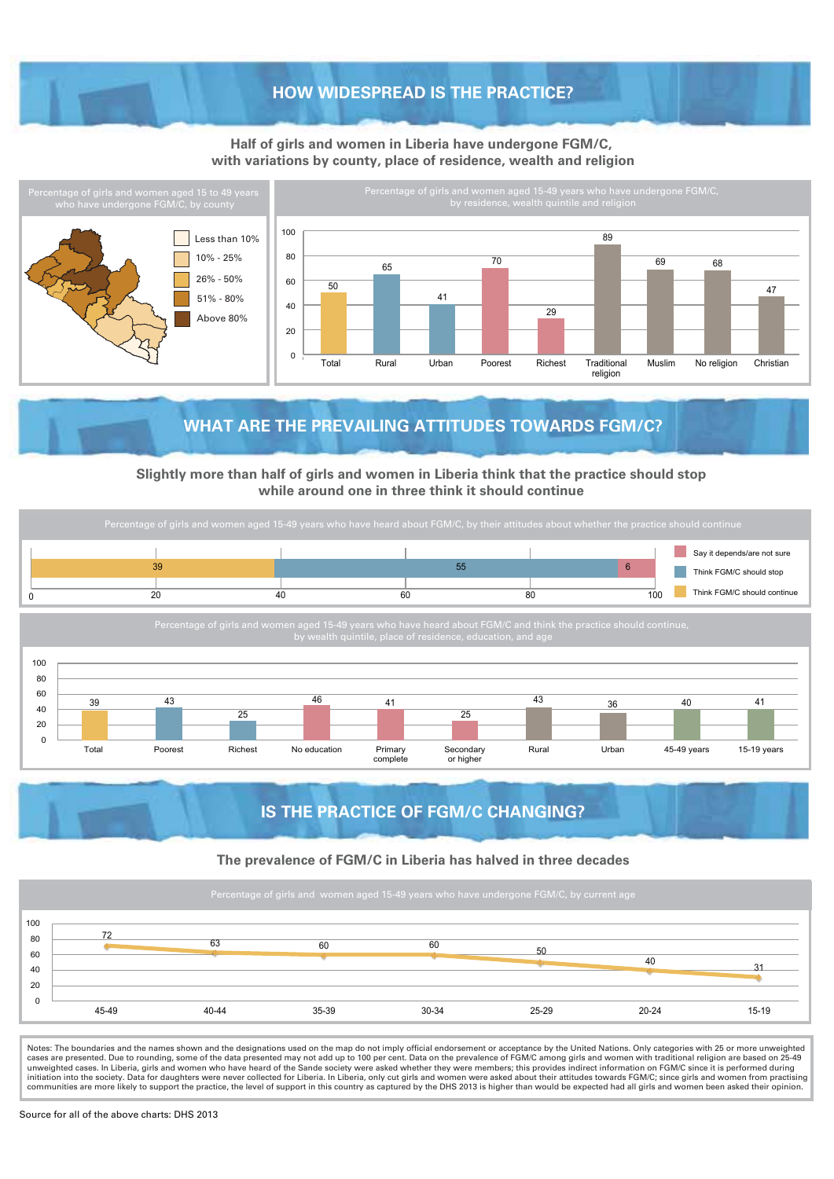## HOW WIDESPREAD IS THE PRACTICE?

**Half of girls and women in Liberia have undergone FGM/C, with variations by county, place of residence, wealth and religion**

Percentage of girls and women aged 15 to 49 years who have undergone FGM/C, by county

- Less than 10%
- 10% - 25%
- 26% - 50%
- 51% - 80%
- Above 80%

Percentage of girls and women aged 15-49 years who have undergone FGM/C, by residence, wealth quintile and religion

| Total | Rural | Urban | Poorest | Richest | Traditional religion | Muslim | No religion | Christian |
|---|---|---|---|---|---|---|---|---|
| 50 | 65 | 41 | 70 | 29 | 89 | 69 | 68 | 47 |

## WHAT ARE THE PREVAILING ATTITUDES TOWARDS FGM/C?

**Slightly more than half of girls and women in Liberia think that the practice should stop while around one in three think it should continue**

Percentage of girls and women aged 15-49 years who have heard about FGM/C, by their attitudes about whether the practice should continue

| Think FGM/C should continue | Think FGM/C should stop | Say it depends/are not sure |
|---|---|---|
| 39 | 55 | 6 |

Percentage of girls and women aged 15-49 years who have heard about FGM/C and think the practice should continue, by wealth quintile, place of residence, education, and age

| Total | Poorest | Richest | No education | Primary complete | Secondary or higher | Rural | Urban | 45-49 years | 15-19 years |
|---|---|---|---|---|---|---|---|---|---|
| 39 | 43 | 25 | 46 | 41 | 25 | 43 | 36 | 40 | 41 |

## IS THE PRACTICE OF FGM/C CHANGING?

**The prevalence of FGM/C in Liberia has halved in three decades**

Percentage of girls and women aged 15-49 years who have undergone FGM/C, by current age

| 45-49 | 40-44 | 35-39 | 30-34 | 25-29 | 20-24 | 15-19 |
|---|---|---|---|---|---|---|
| 72 | 63 | 60 | 60 | 50 | 40 | 31 |

Notes: The boundaries and the names shown and the designations used on the map do not imply official endorsement or acceptance by the United Nations. Only categories with 25 or more unweighted cases are presented. Due to rounding, some of the data presented may not add up to 100 per cent. Data on the prevalence of FGM/C among girls and women with traditional religion are based on 25-49 unweighted cases. In Liberia, girls and women who have heard of the Sande society were asked whether they were members; this provides indirect information on FGM/C since it is performed during initiation into the society. Data for daughters were never collected for Liberia. In Liberia, only cut girls and women were asked about their attitudes towards FGM/C; since girls and women from practising communities are more likely to support the practice, the level of support in this country as captured by the DHS 2013 is higher than would be expected had all girls and women been asked their opinion.

Source for all of the above charts: DHS 2013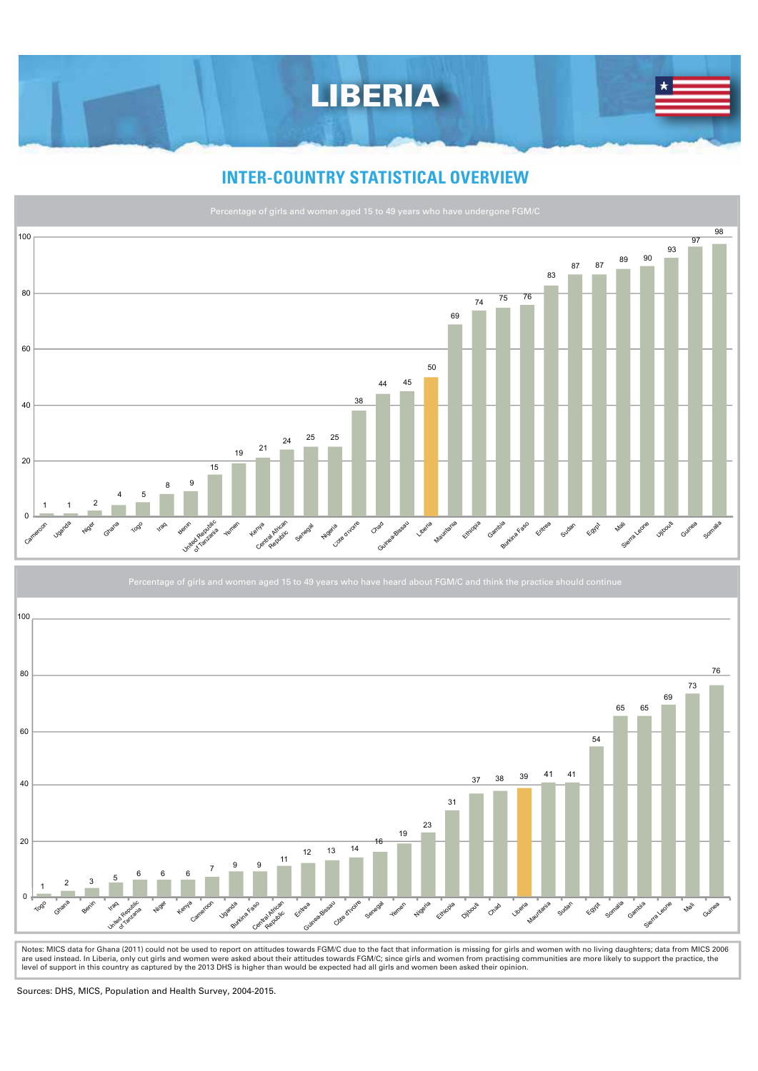# LIBERIA

## INTER-COUNTRY STATISTICAL OVERVIEW

**Percentage of girls and women aged 15 to 49 years who have undergone FGM/C**

| Country | % |
|---|---|
| Cameroon | 1 |
| Uganda | 1 |
| Niger | 2 |
| Ghana | 4 |
| Togo | 5 |
| Iraq | 8 |
| Benin | 9 |
| United Republic of Tanzania | 15 |
| Yemen | 19 |
| Kenya | 21 |
| Central African Republic | 24 |
| Senegal | 25 |
| Nigeria | 25 |
| Côte d'Ivoire | 38 |
| Chad | 44 |
| Guinea-Bissau | 45 |
| Liberia | 50 |
| Mauritania | 69 |
| Ethiopia | 74 |
| Gambia | 75 |
| Burkina Faso | 76 |
| Eritrea | 83 |
| Sudan | 87 |
| Egypt | 87 |
| Mali | 89 |
| Sierra Leone | 90 |
| Djibouti | 93 |
| Guinea | 97 |
| Somalia | 98 |

**Percentage of girls and women aged 15 to 49 years who have heard about FGM/C and think the practice should continue**

| Country | % |
|---|---|
| Togo | 1 |
| Ghana | 2 |
| Benin | 3 |
| Iraq | 5 |
| United Republic of Tanzania | 6 |
| Niger | 6 |
| Kenya | 6 |
| Cameroon | 7 |
| Uganda | 9 |
| Burkina Faso | 9 |
| Central African Republic | 11 |
| Eritrea | 12 |
| Guinea-Bissau | 13 |
| Côte d'Ivoire | 14 |
| Senegal | 16 |
| Yemen | 19 |
| Nigeria | 23 |
| Ethiopia | 31 |
| Djibouti | 37 |
| Chad | 38 |
| Liberia | 39 |
| Mauritania | 41 |
| Sudan | 41 |
| Egypt | 54 |
| Somalia | 65 |
| Gambia | 65 |
| Sierra Leone | 69 |
| Mali | 73 |
| Guinea | 76 |

Notes: MICS data for Ghana (2011) could not be used to report on attitudes towards FGM/C due to the fact that information is missing for girls and women with no living daughters; data from MICS 2006 are used instead. In Liberia, only cut girls and women were asked about their attitudes towards FGM/C; since girls and women from practising communities are more likely to support the practice, the level of support in this country as captured by the 2013 DHS is higher than would be expected had all girls and women been asked their opinion.

Sources: DHS, MICS, Population and Health Survey, 2004-2015.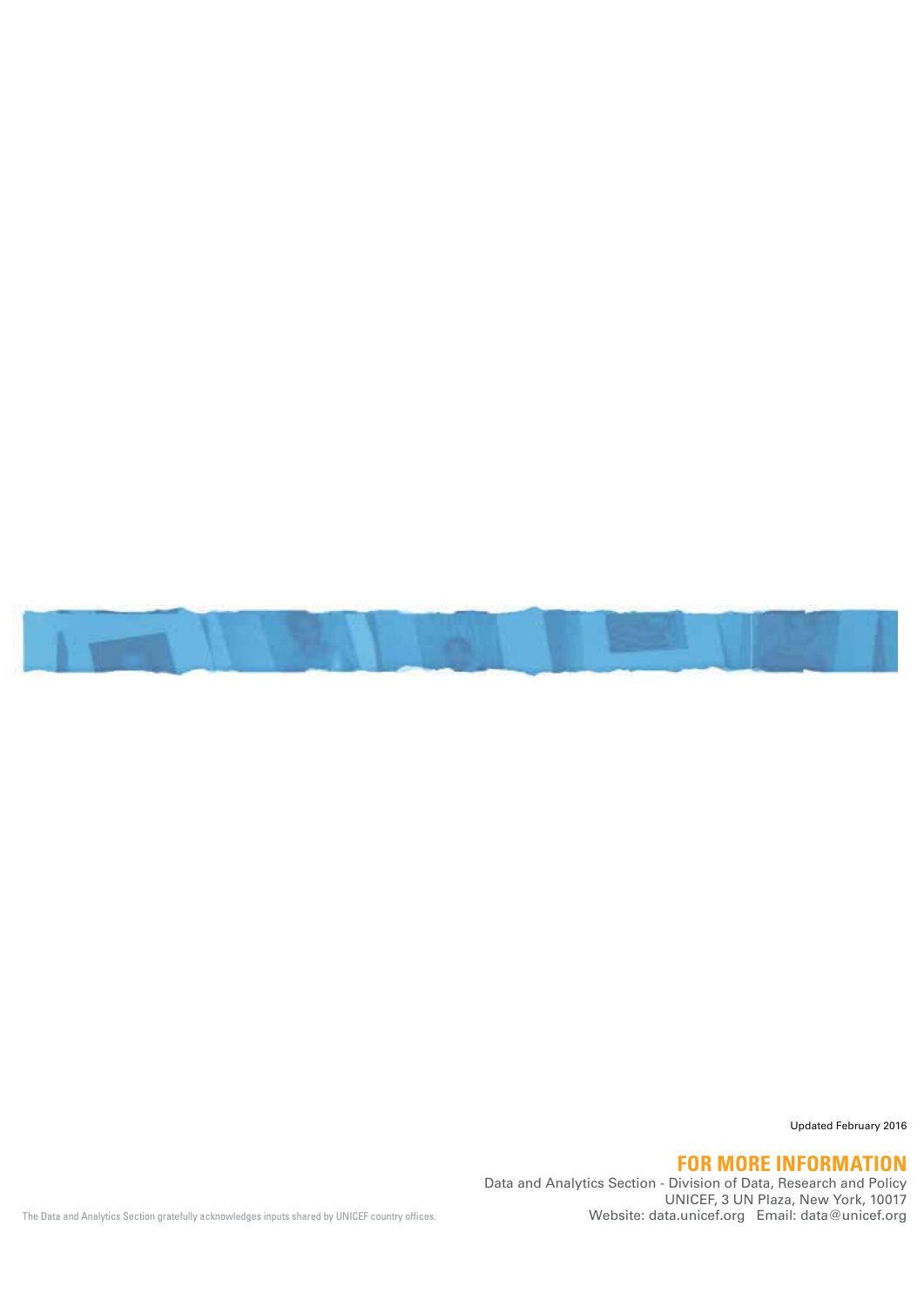Updated February 2016

## FOR MORE INFORMATION

Data and Analytics Section - Division of Data, Research and Policy
UNICEF, 3 UN Plaza, New York, 10017
Website: data.unicef.org Email: data@unicef.org

The Data and Analytics Section gratefully acknowledges inputs shared by UNICEF country offices.